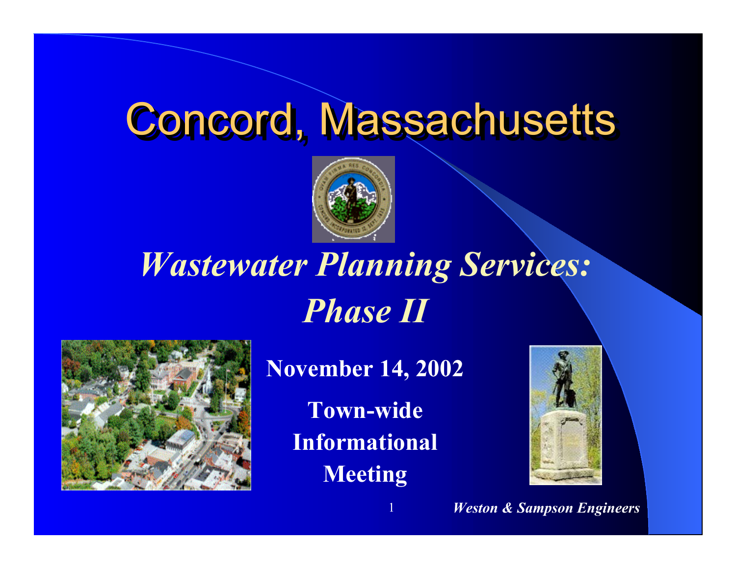# Concord, Massachusetts

## *Wastewater Planning Services: Phase II*

**November 14, 2002**

**Town-wide Informational Meeting**

*Weston & Sampson Engineers*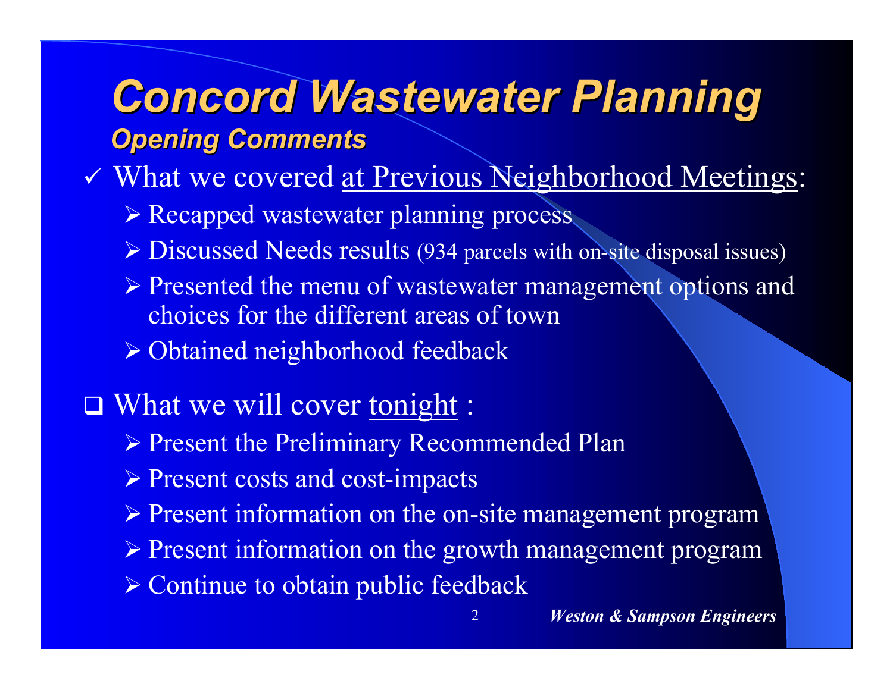# *Concord Wastewater Planning*

## *Opening Comments*

- ✓ What we covered at Previous Neighborhood Meetings:
  - Recapped wastewater planning process
  - Discussed Needs results (934 parcels with on-site disposal issues)
  - Presented the menu of wastewater management options and choices for the different areas of town
  - Obtained neighborhood feedback

- ❑ What we will cover tonight :
  - Present the Preliminary Recommended Plan
  - Present costs and cost-impacts
  - Present information on the on-site management program
  - Present information on the growth management program
  - Continue to obtain public feedback

***Weston & Sampson Engineers***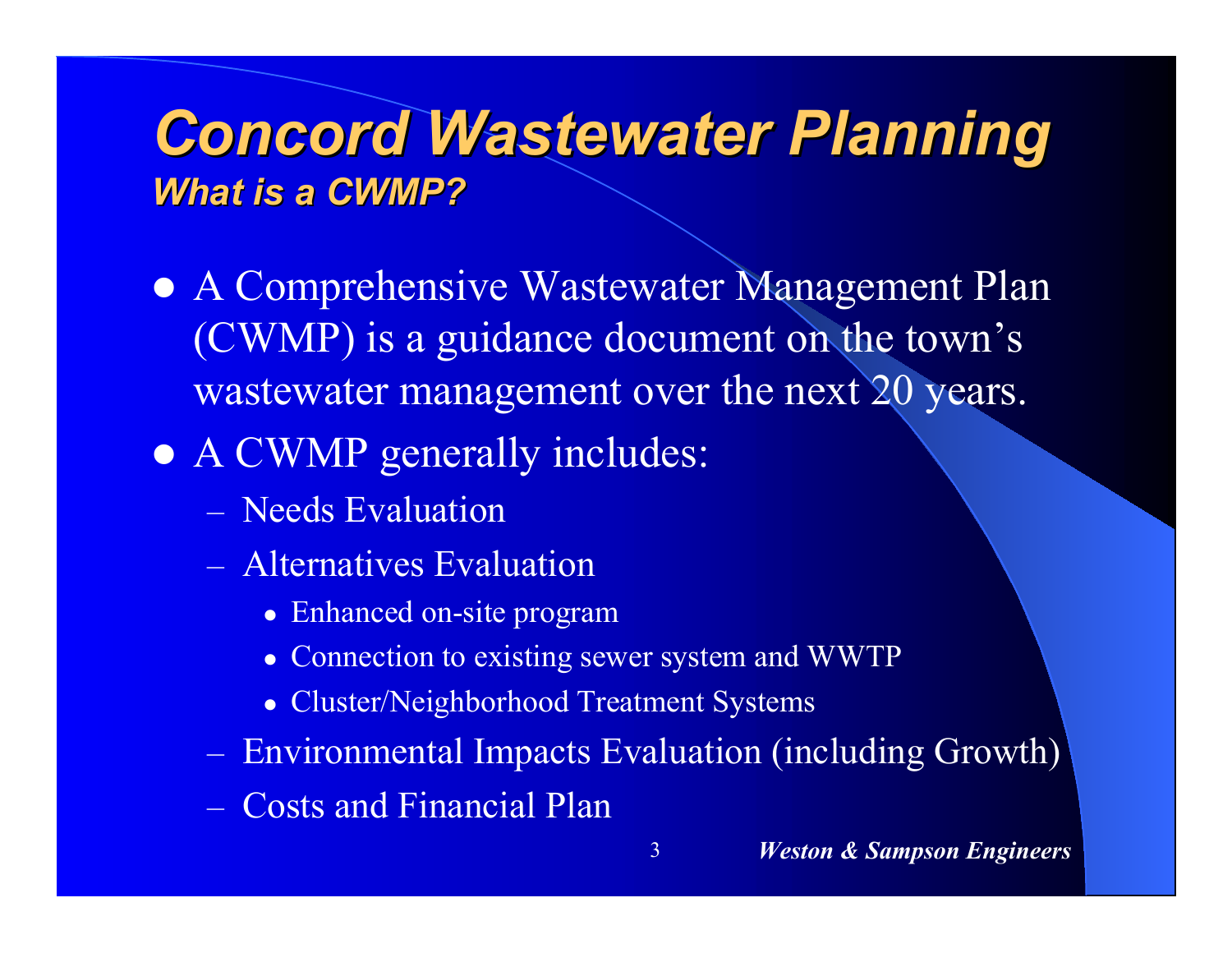# Concord Wastewater Planning

## *What is a CWMP?*

- A Comprehensive Wastewater Management Plan (CWMP) is a guidance document on the town's wastewater management over the next 20 years.
- A CWMP generally includes:
  - Needs Evaluation
  - Alternatives Evaluation
    - Enhanced on-site program
    - Connection to existing sewer system and WWTP
    - Cluster/Neighborhood Treatment Systems
  - Environmental Impacts Evaluation (including Growth)
  - Costs and Financial Plan

***Weston & Sampson Engineers***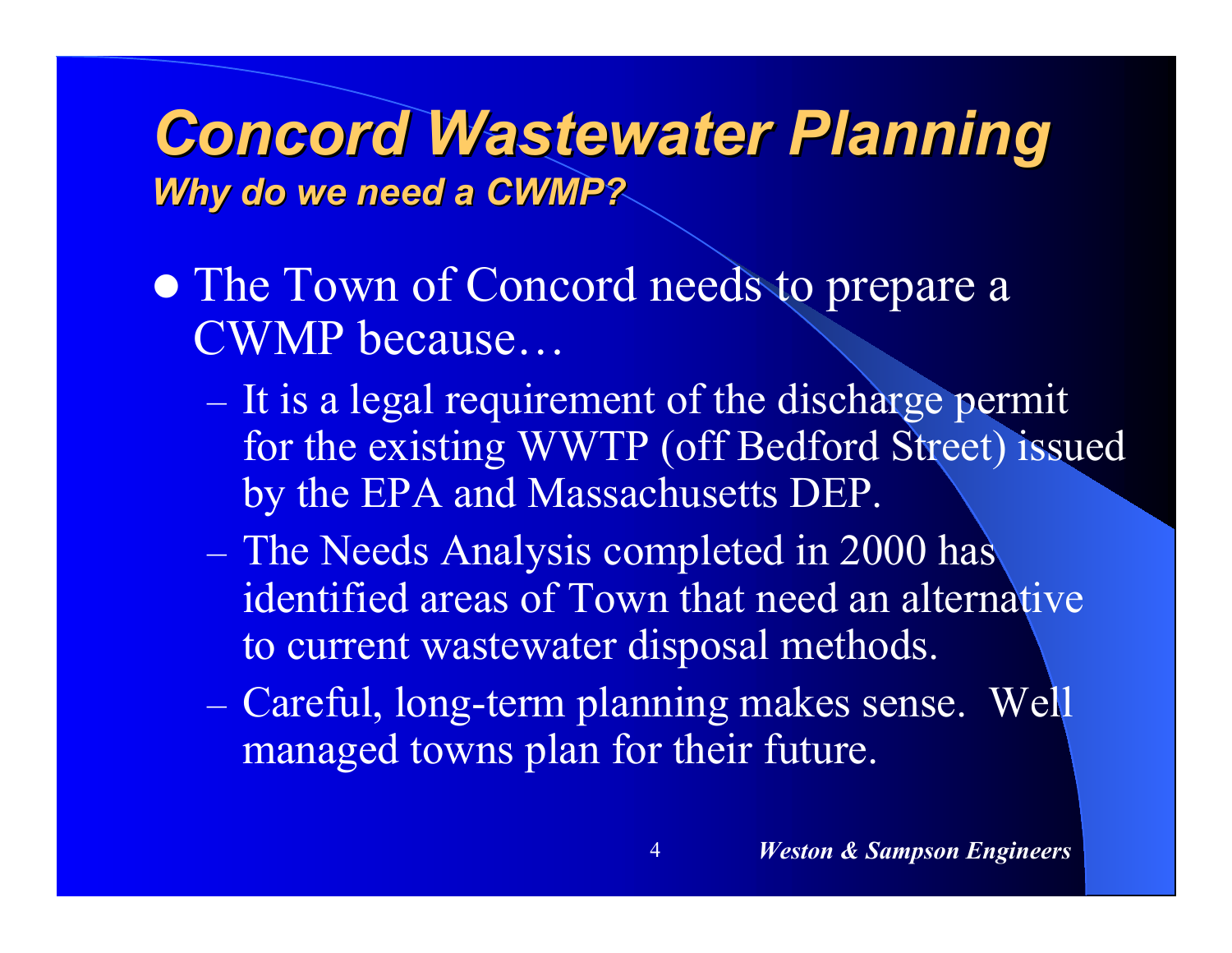# *Concord Wastewater Planning*

## *Why do we need a CWMP?*

- The Town of Concord needs to prepare a CWMP because…
  - It is a legal requirement of the discharge permit for the existing WWTP (off Bedford Street) issued by the EPA and Massachusetts DEP.
  - The Needs Analysis completed in 2000 has identified areas of Town that need an alternative to current wastewater disposal methods.
  - Careful, long-term planning makes sense. Well managed towns plan for their future.

***Weston & Sampson Engineers***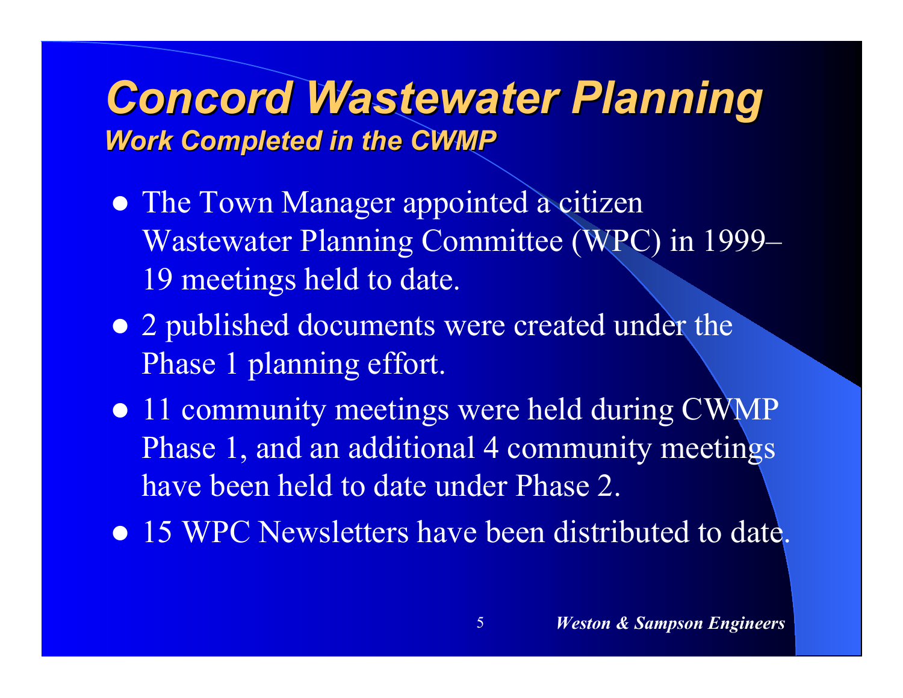# Concord Wastewater Planning

## Work Completed in the CWMP

- The Town Manager appointed a citizen Wastewater Planning Committee (WPC) in 1999– 19 meetings held to date.
- 2 published documents were created under the Phase 1 planning effort.
- 11 community meetings were held during CWMP Phase 1, and an additional 4 community meetings have been held to date under Phase 2.
- 15 WPC Newsletters have been distributed to date.

*Weston & Sampson Engineers*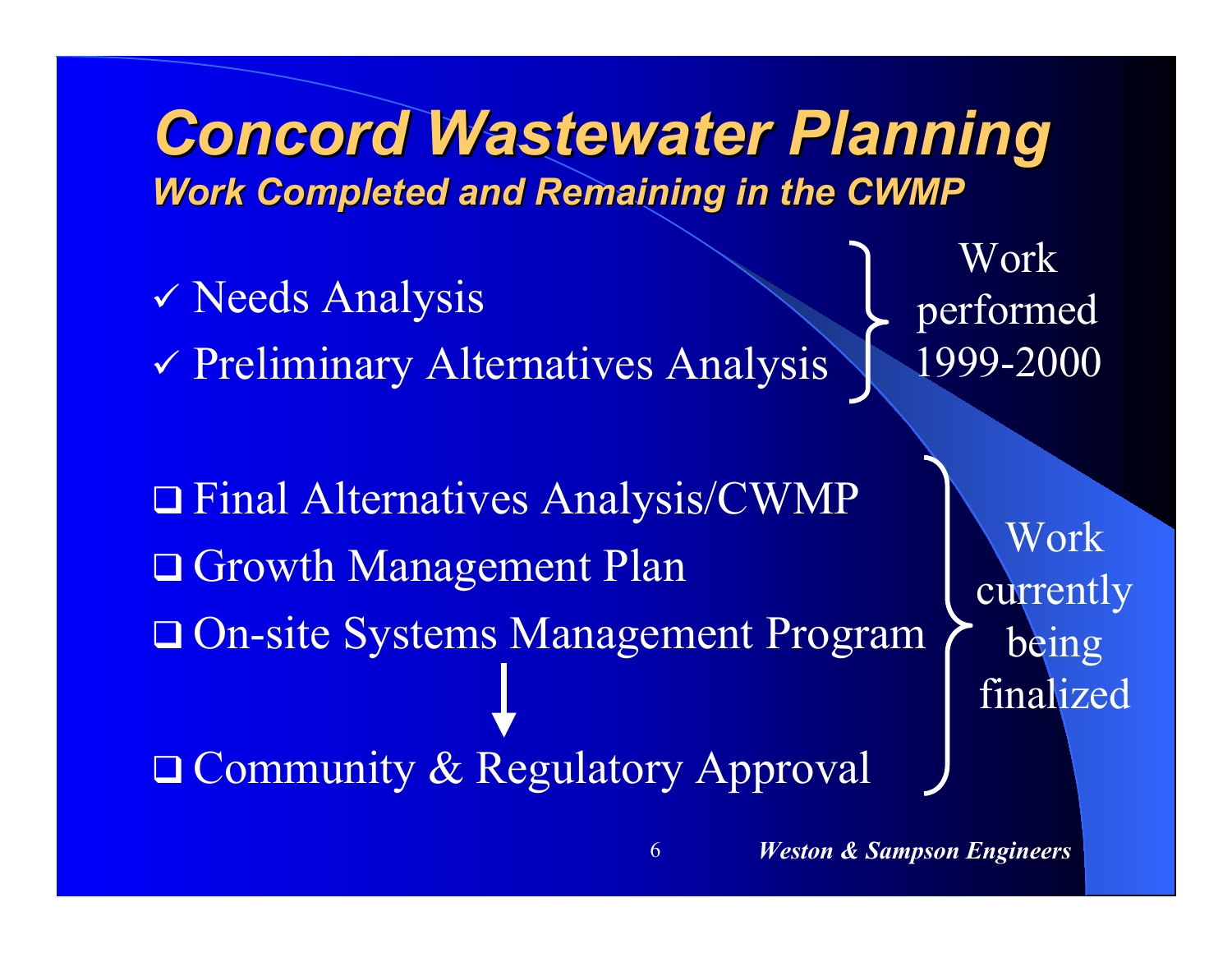# Concord Wastewater Planning

### *Work Completed and Remaining in the CWMP*

- ✓ Needs Analysis
- ✓ Preliminary Alternatives Analysis

} Work performed 1999-2000

- ❑ Final Alternatives Analysis/CWMP
- ❑ Growth Management Plan
- ❑ On-site Systems Management Program

↓

- ❑ Community & Regulatory Approval

} Work currently being finalized

*Weston & Sampson Engineers*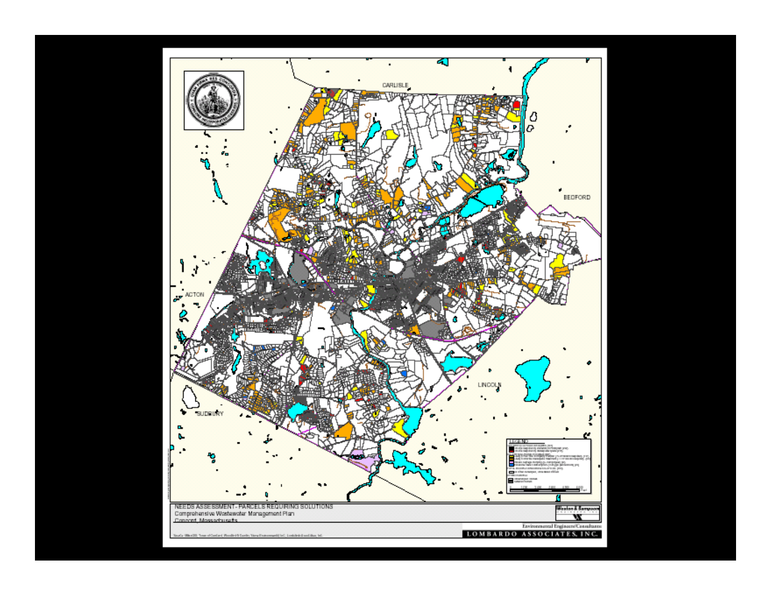CARLISLE

BEDFORD

ACTON

LINCOLN

SUDBURY

LEGEND

NEEDS ASSESSMENT - PARCELS REQUIRING SOLUTIONS

Comprehensive Wastewater Management Plan

Concord, Massachusetts

Weston & Sampson

Environmental Engineers/Consultants

LOMBARDO ASSOCIATES, INC.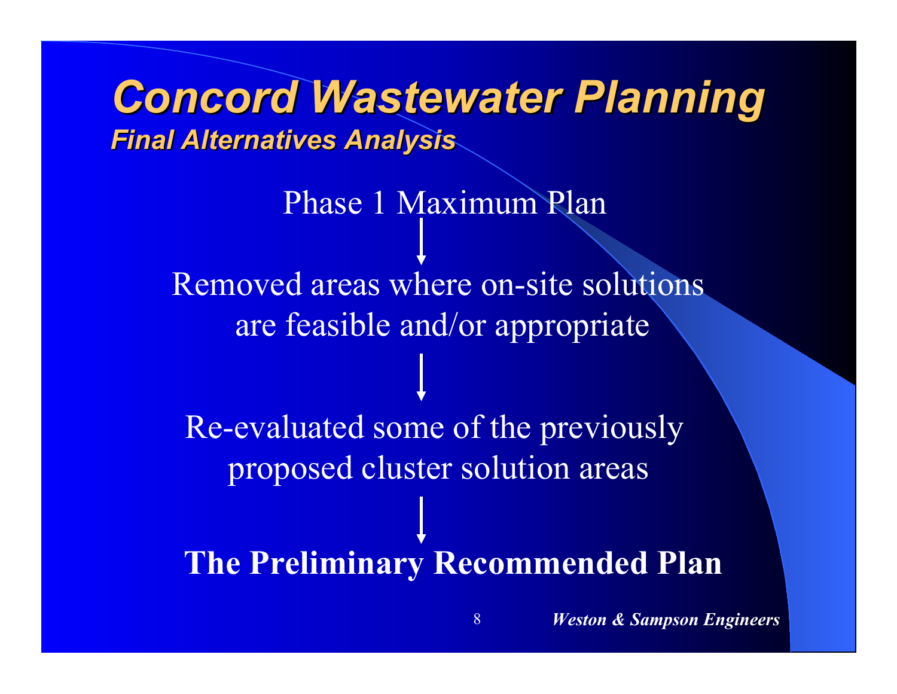# Concord Wastewater Planning

## *Final Alternatives Analysis*

Phase 1 Maximum Plan

↓

Removed areas where on-site solutions are feasible and/or appropriate

↓

Re-evaluated some of the previously proposed cluster solution areas

↓

**The Preliminary Recommended Plan**

*Weston & Sampson Engineers*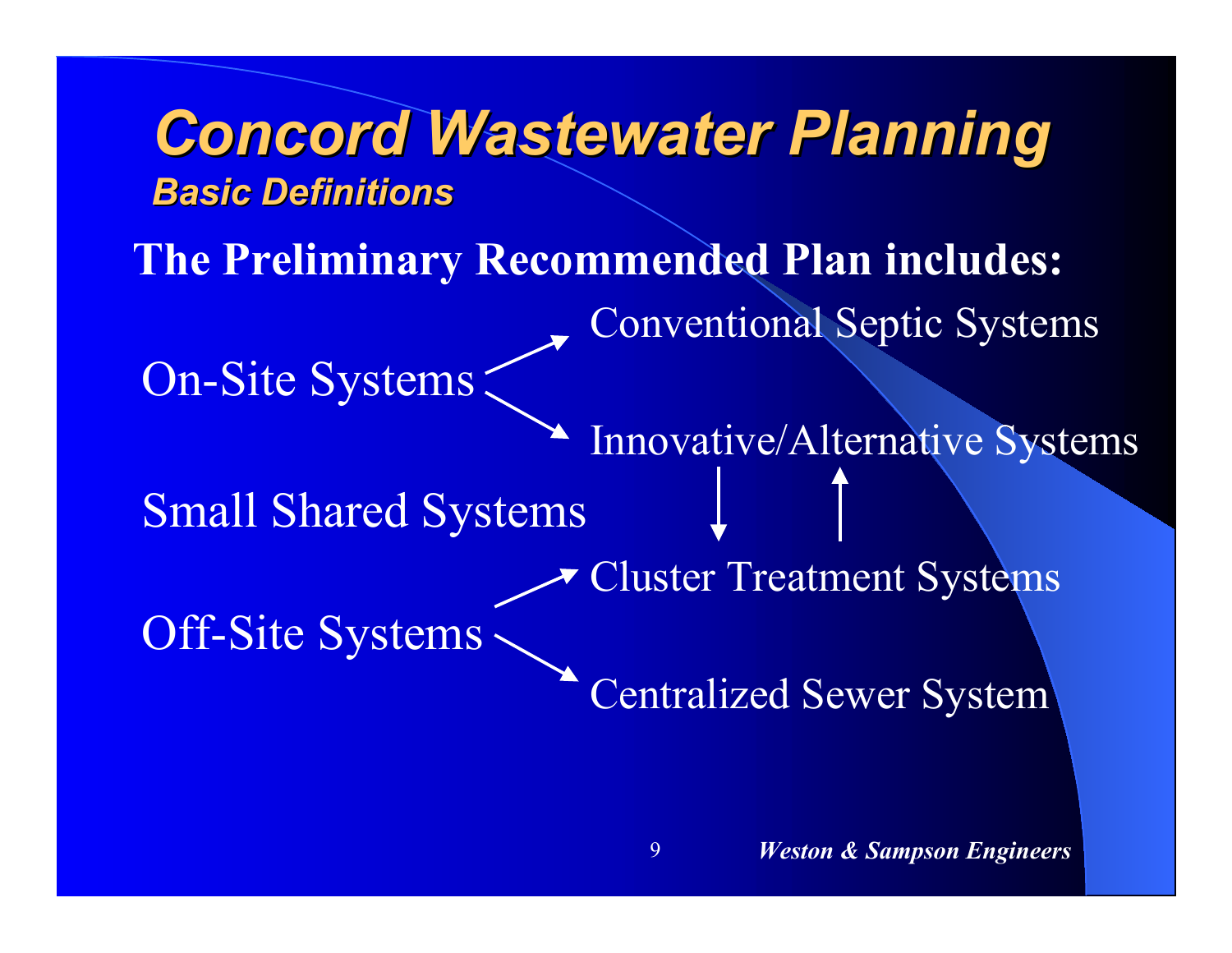# Concord Wastewater Planning

## Basic Definitions

**The Preliminary Recommended Plan includes:**

- On-Site Systems
  - Conventional Septic Systems
  - Innovative/Alternative Systems
- Small Shared Systems
- Off-Site Systems
  - Cluster Treatment Systems
  - Centralized Sewer System

Weston & Sampson Engineers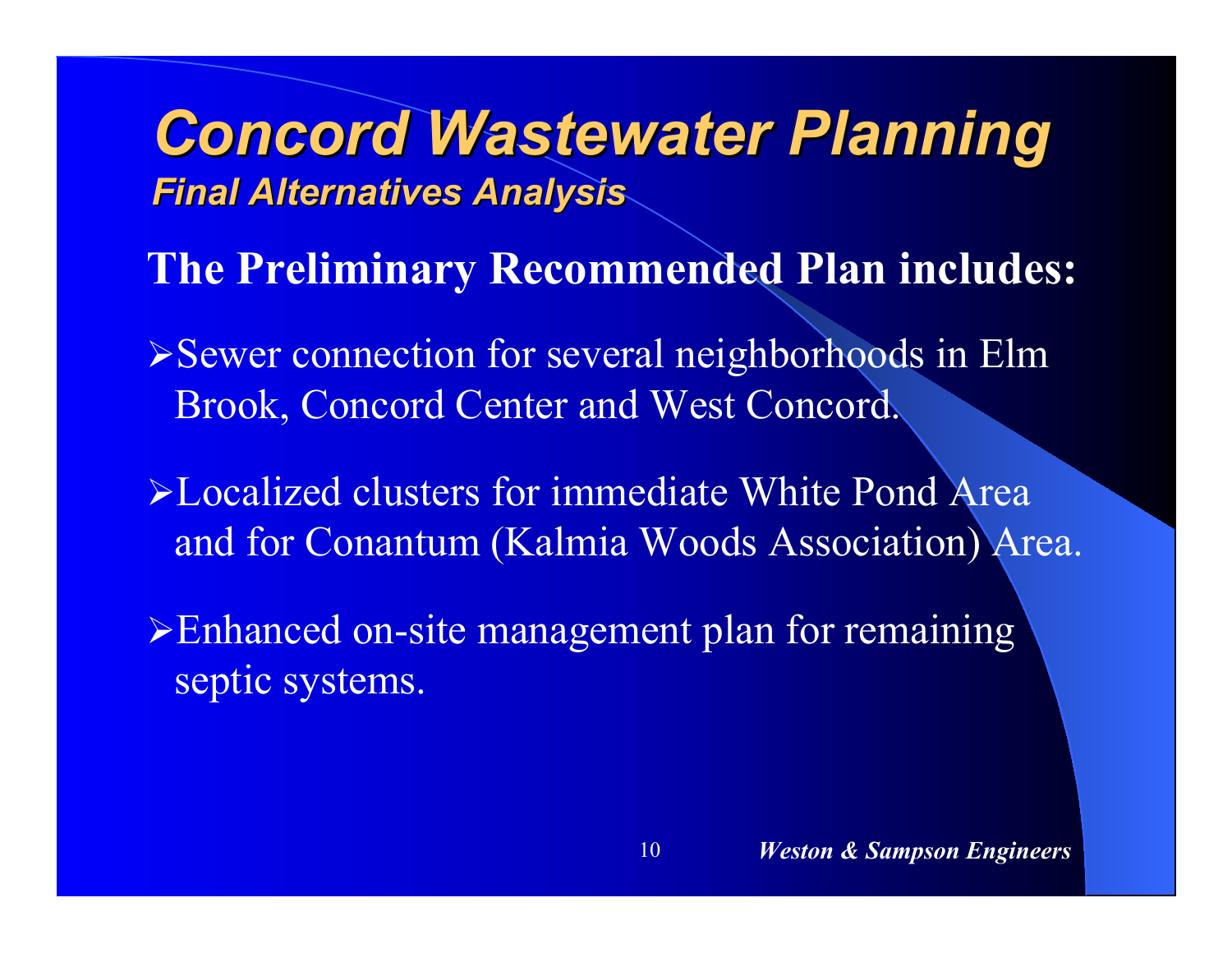# *Concord Wastewater Planning*

## *Final Alternatives Analysis*

**The Preliminary Recommended Plan includes:**

- Sewer connection for several neighborhoods in Elm Brook, Concord Center and West Concord.
- Localized clusters for immediate White Pond Area and for Conantum (Kalmia Woods Association) Area.
- Enhanced on-site management plan for remaining septic systems.

*Weston & Sampson Engineers*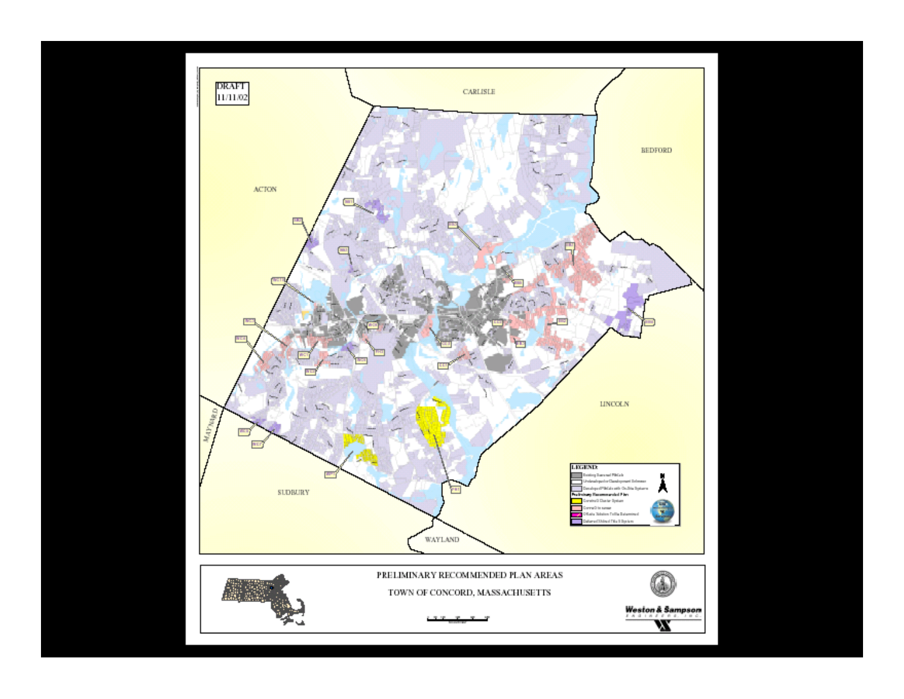DRAFT
11/11/02

CARLISLE

BEDFORD

ACTON

LINCOLN

MAYNARD

SUDBURY

WAYLAND

**LEGEND:**

- Existing Sewered Parcels
- Undeveloped or Development Unknown
- Developed Parcels with On-Site Systems

**Preliminary Recommended Plan**

- Control Cluster System
- Connect to sewer
- Offsite Solution To Be Determined
- Enhanced/Advanced Title 5 Systems

PRELIMINARY RECOMMENDED PLAN AREAS

TOWN OF CONCORD, MASSACHUSETTS

Weston & Sampson ENGINEERS, INC.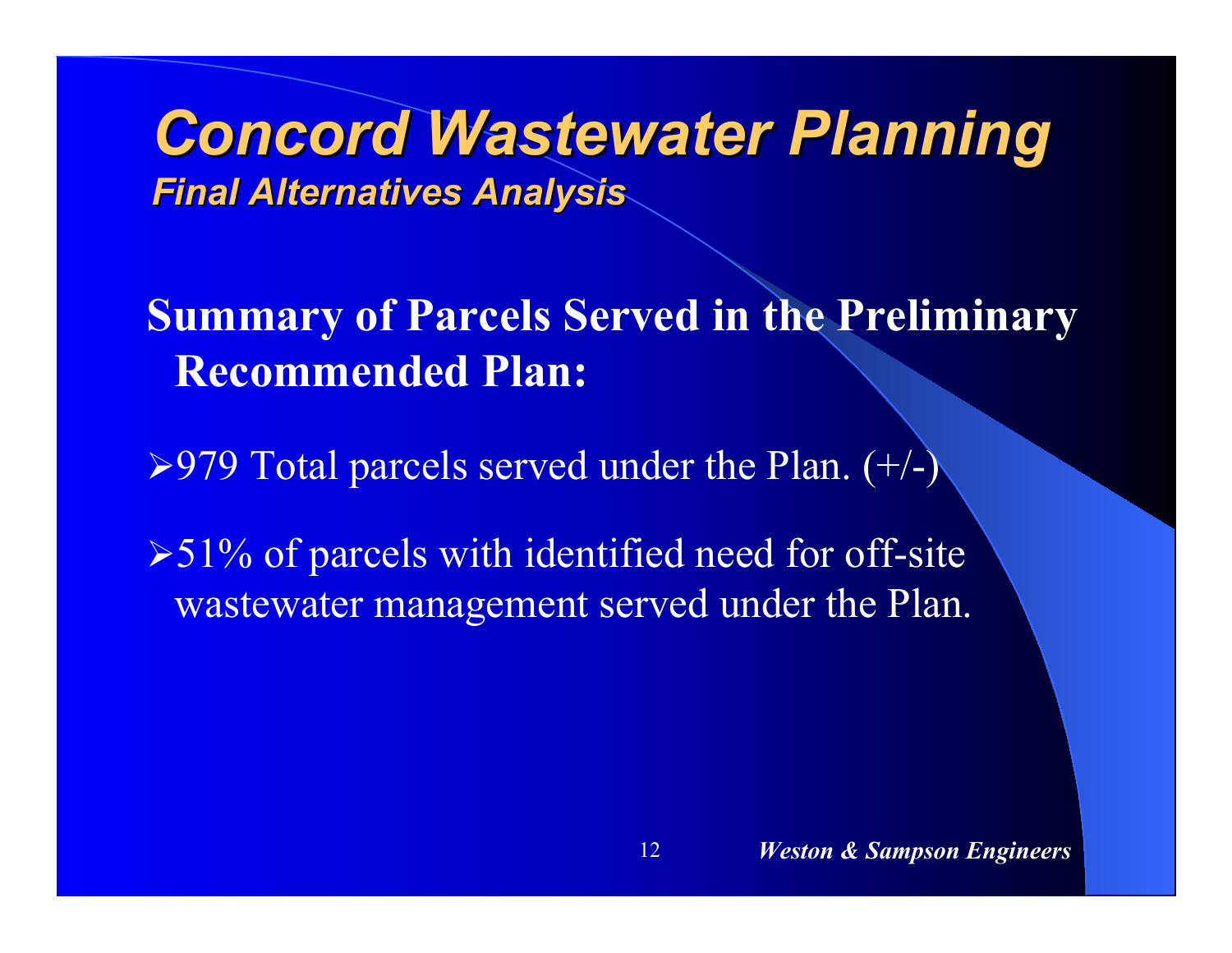# Concord Wastewater Planning

## *Final Alternatives Analysis*

**Summary of Parcels Served in the Preliminary Recommended Plan:**

- 979 Total parcels served under the Plan. (+/-)
- 51% of parcels with identified need for off-site wastewater management served under the Plan.

*Weston & Sampson Engineers*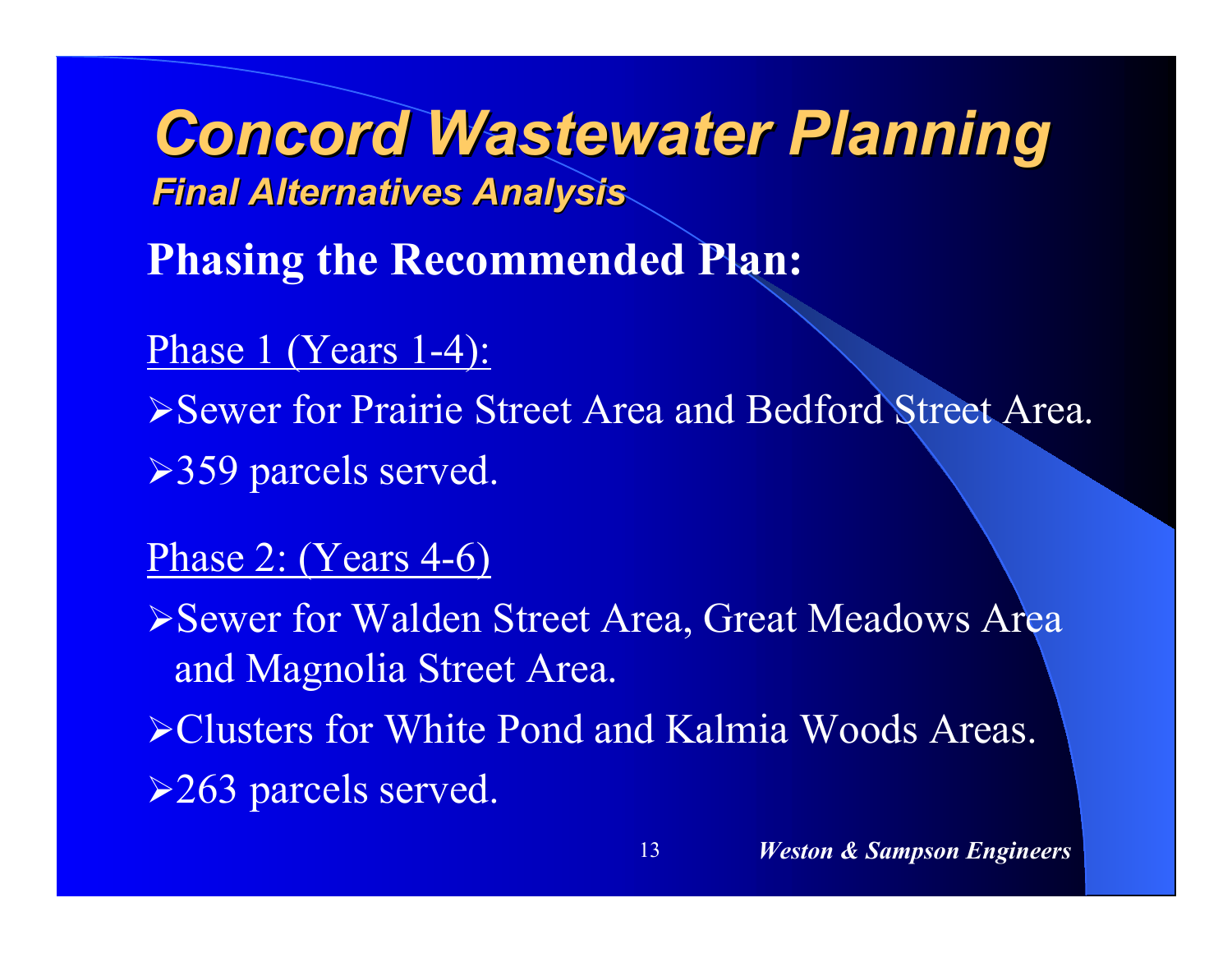# Concord Wastewater Planning

## Final Alternatives Analysis

**Phasing the Recommended Plan:**

Phase 1 (Years 1-4):

- Sewer for Prairie Street Area and Bedford Street Area.
- 359 parcels served.

Phase 2: (Years 4-6)

- Sewer for Walden Street Area, Great Meadows Area and Magnolia Street Area.
- Clusters for White Pond and Kalmia Woods Areas.
- 263 parcels served.

*Weston & Sampson Engineers*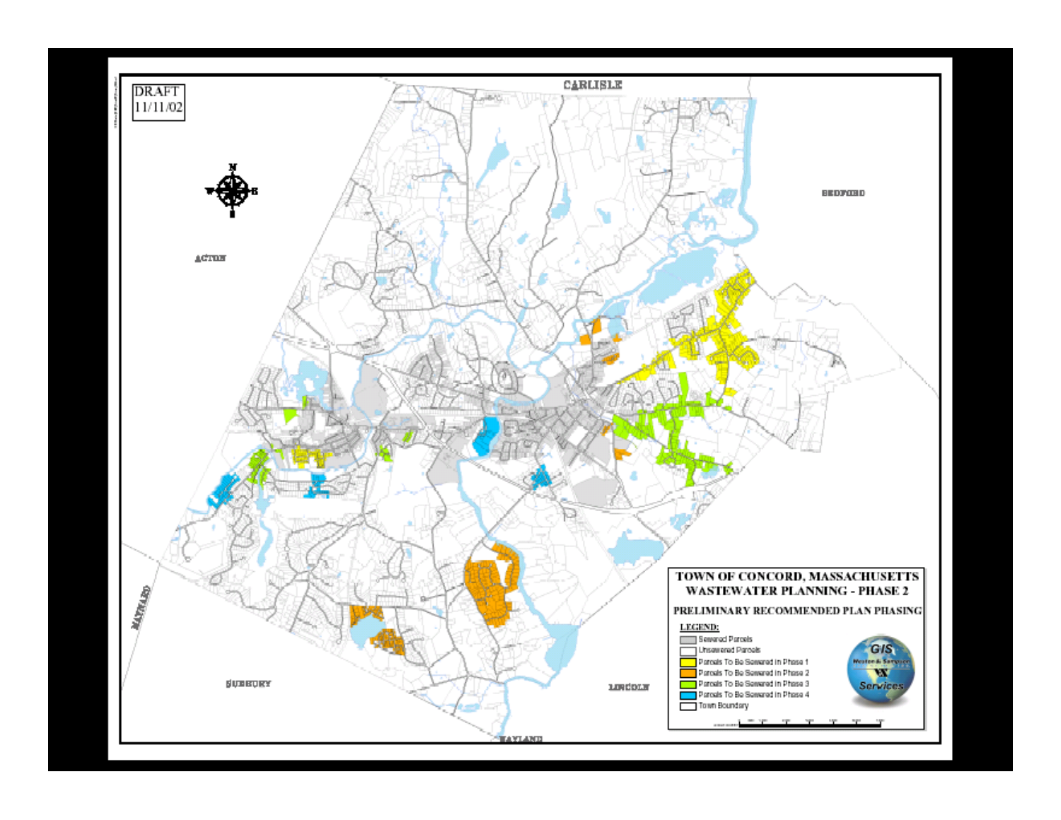DRAFT
11/11/02

CARLISLE

BEDFORD

ACTON

MAYNARD

SUDBURY

LINCOLN

WAYLAND

# TOWN OF CONCORD, MASSACHUSETTS
## WASTEWATER PLANNING - PHASE 2

### PRELIMINARY RECOMMENDED PLAN PHASING

**LEGEND:**

- Sewered Parcels
- Unsewered Parcels
- Parcels To Be Sewered In Phase 1
- Parcels To Be Sewered In Phase 2
- Parcels To Be Sewered In Phase 3
- Parcels To Be Sewered In Phase 4
- Town Boundary

GIS Weston & Sampson Services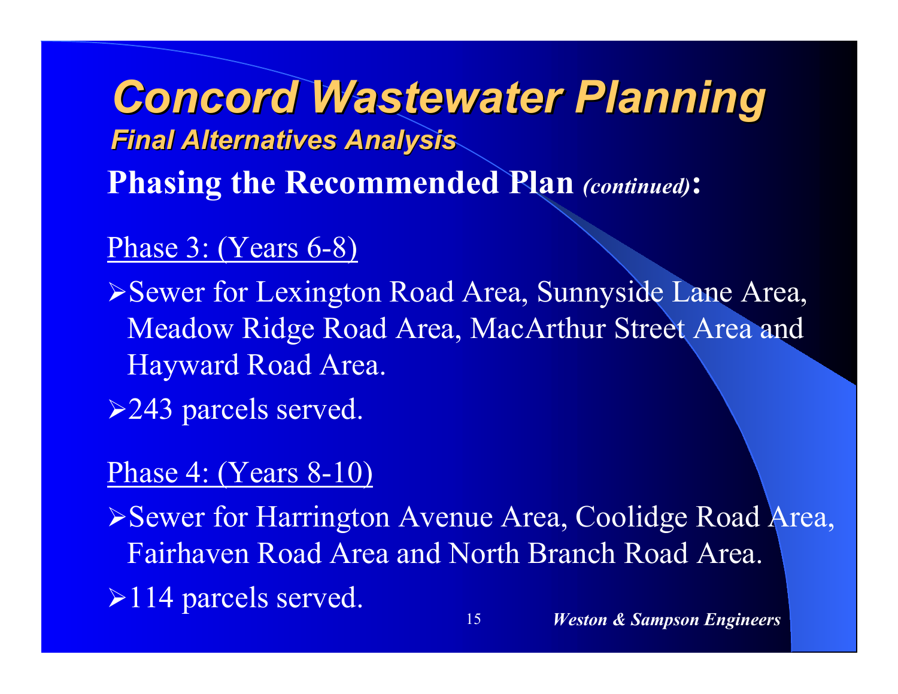# Concord Wastewater Planning

## Final Alternatives Analysis

**Phasing the Recommended Plan** ***(continued)*****:**

Phase 3: (Years 6-8)

- Sewer for Lexington Road Area, Sunnyside Lane Area, Meadow Ridge Road Area, MacArthur Street Area and Hayward Road Area.
- 243 parcels served.

Phase 4: (Years 8-10)

- Sewer for Harrington Avenue Area, Coolidge Road Area, Fairhaven Road Area and North Branch Road Area.
- 114 parcels served.

***Weston & Sampson Engineers***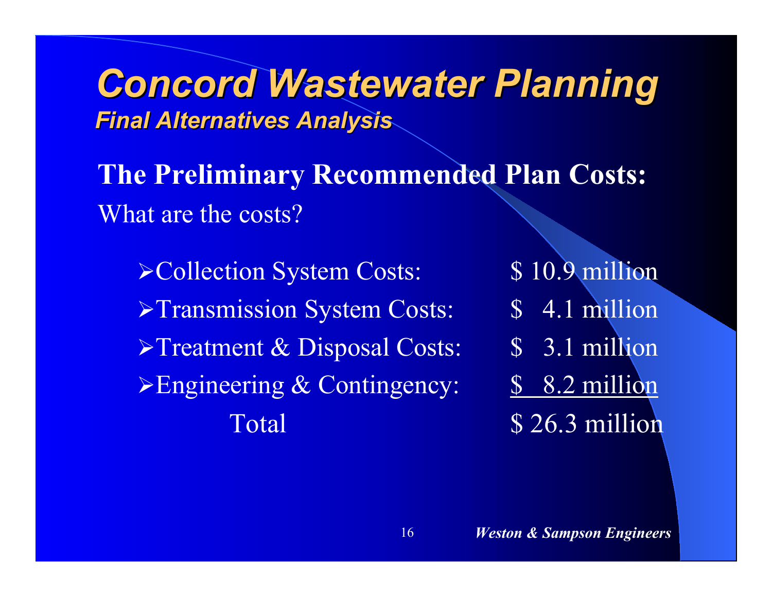# Concord Wastewater Planning

## *Final Alternatives Analysis*

**The Preliminary Recommended Plan Costs:**

What are the costs?

| | |
|---|---|
| Collection System Costs: | $ 10.9 million |
| Transmission System Costs: | $ 4.1 million |
| Treatment & Disposal Costs: | $ 3.1 million |
| Engineering & Contingency: | $ 8.2 million |
| Total | $ 26.3 million |

*Weston & Sampson Engineers*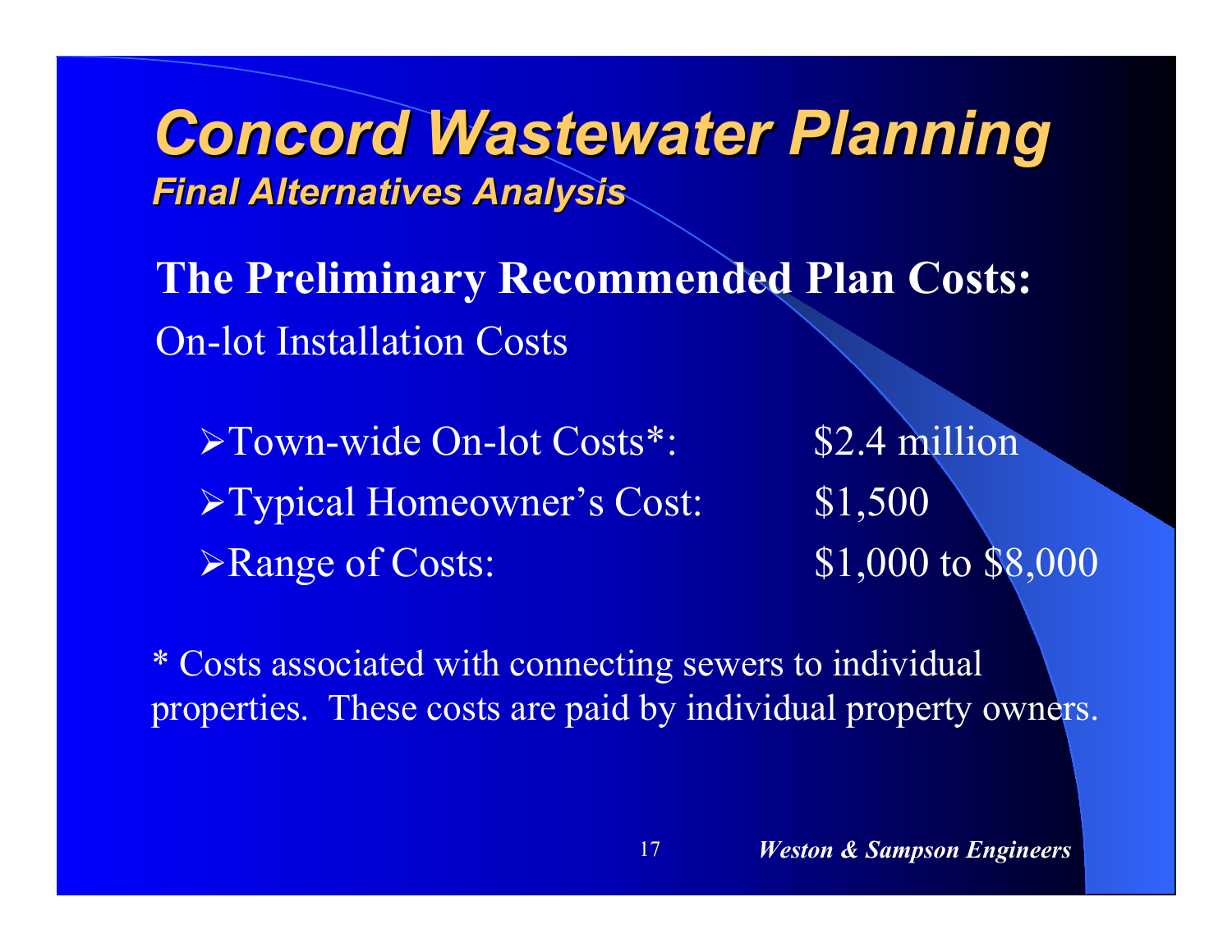# Concord Wastewater Planning

## Final Alternatives Analysis

**The Preliminary Recommended Plan Costs:**

On-lot Installation Costs

- Town-wide On-lot Costs*: $2.4 million
- Typical Homeowner's Cost: $1,500
- Range of Costs: $1,000 to $8,000

* Costs associated with connecting sewers to individual properties. These costs are paid by individual property owners.

*Weston & Sampson Engineers*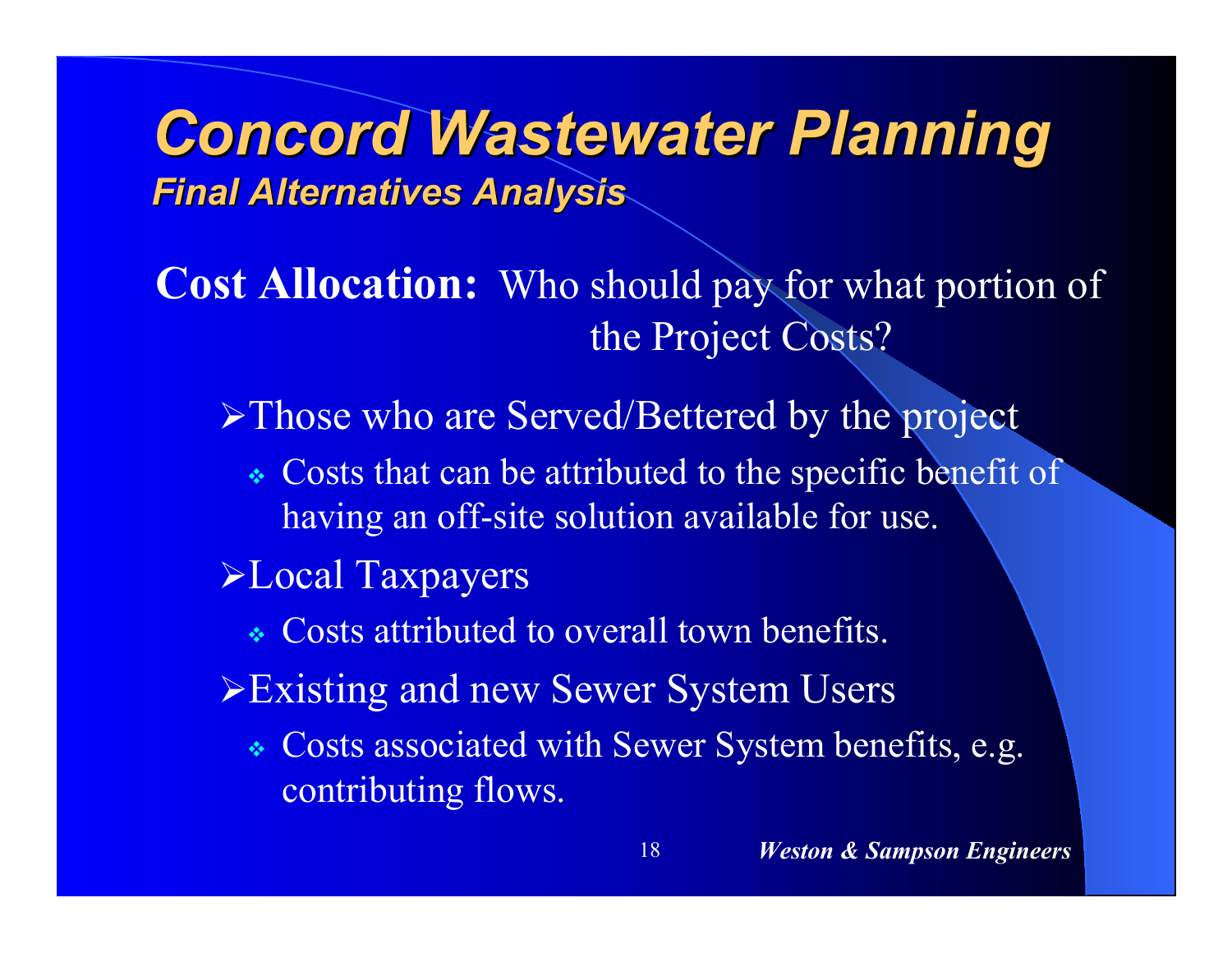# Concord Wastewater Planning

## Final Alternatives Analysis

**Cost Allocation:** Who should pay for what portion of the Project Costs?

- Those who are Served/Bettered by the project
  - Costs that can be attributed to the specific benefit of having an off-site solution available for use.
- Local Taxpayers
  - Costs attributed to overall town benefits.
- Existing and new Sewer System Users
  - Costs associated with Sewer System benefits, e.g. contributing flows.

***Weston & Sampson Engineers***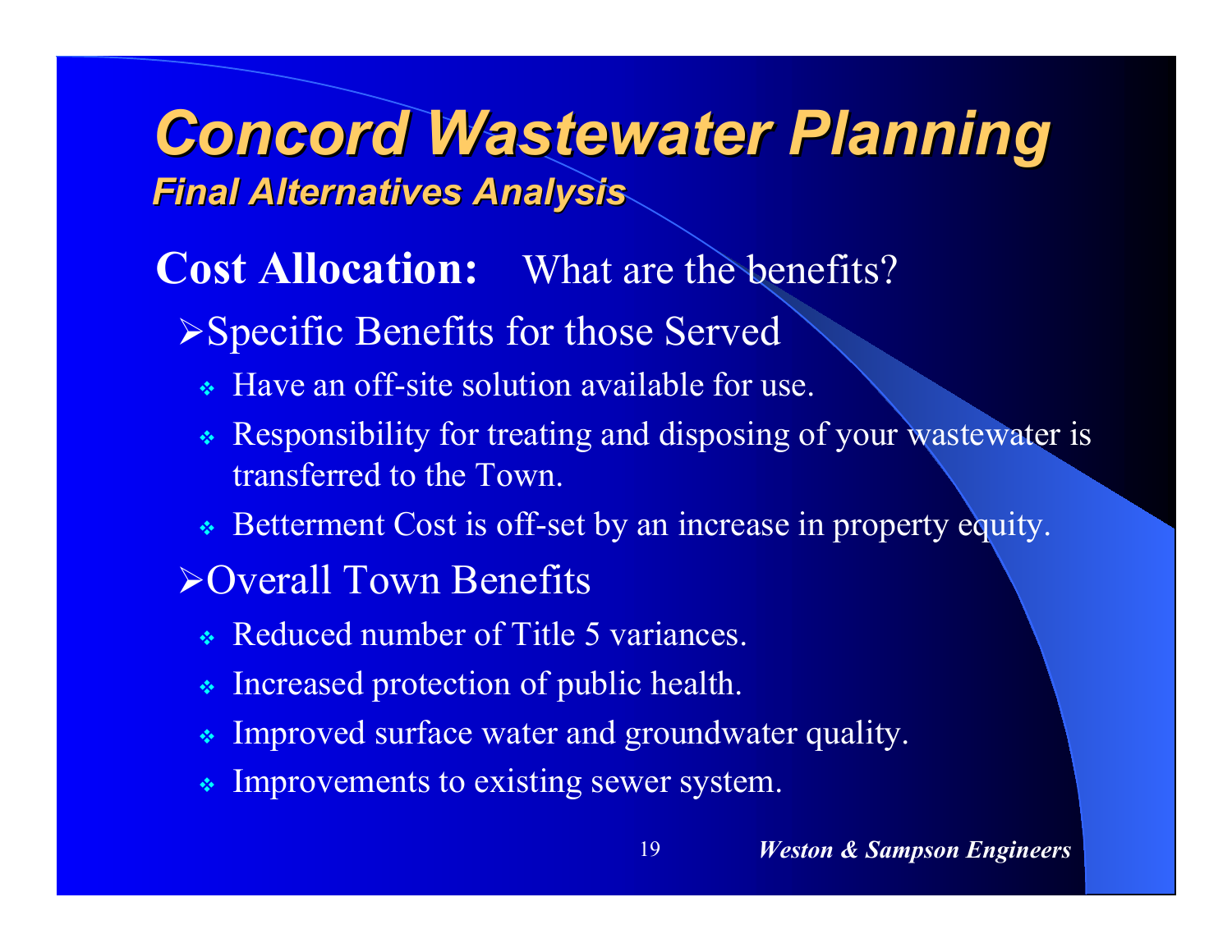# Concord Wastewater Planning

## *Final Alternatives Analysis*

**Cost Allocation:** What are the benefits?

- Specific Benefits for those Served
  - Have an off-site solution available for use.
  - Responsibility for treating and disposing of your wastewater is transferred to the Town.
  - Betterment Cost is off-set by an increase in property equity.
- Overall Town Benefits
  - Reduced number of Title 5 variances.
  - Increased protection of public health.
  - Improved surface water and groundwater quality.
  - Improvements to existing sewer system.

***Weston & Sampson Engineers***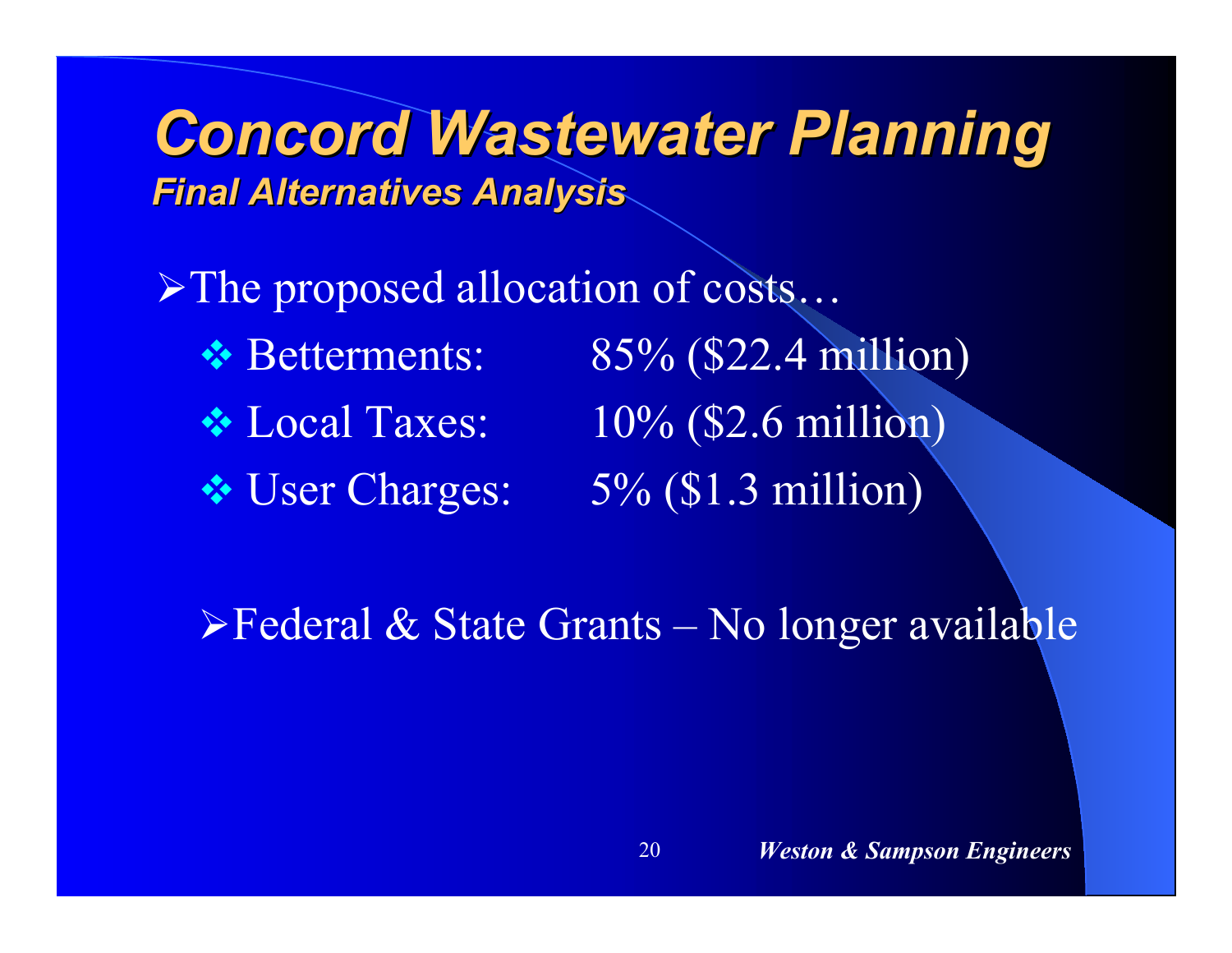# Concord Wastewater Planning

## *Final Alternatives Analysis*

- The proposed allocation of costs…
  - Betterments: 85% ($22.4 million)
  - Local Taxes: 10% ($2.6 million)
  - User Charges: 5% ($1.3 million)

- Federal & State Grants – No longer available

***Weston & Sampson Engineers***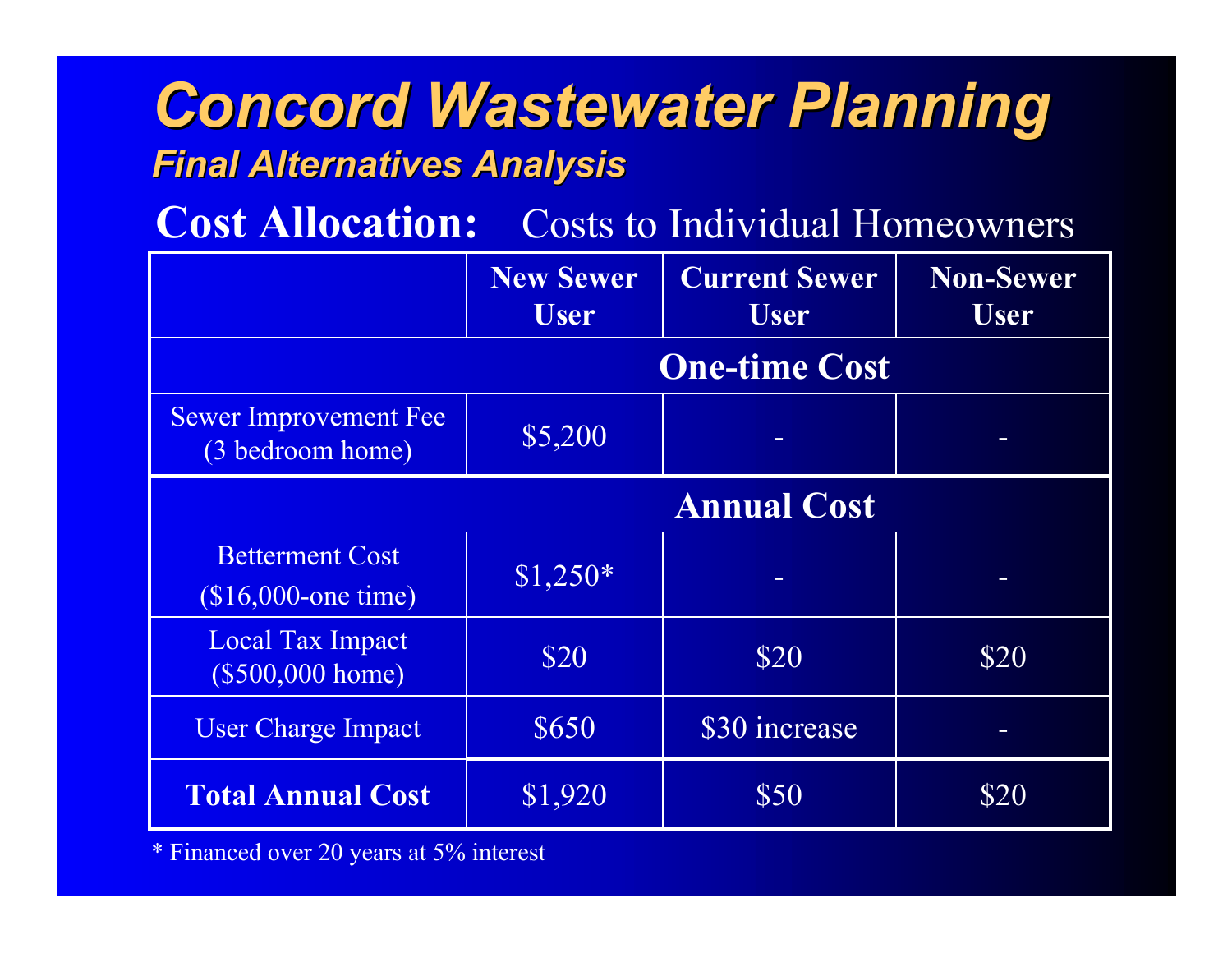# Concord Wastewater Planning

## *Final Alternatives Analysis*

**Cost Allocation:** Costs to Individual Homeowners

| | New Sewer User | Current Sewer User | Non-Sewer User |
|---|---|---|---|
| **One-time Cost** | | | |
| Sewer Improvement Fee (3 bedroom home) | $5,200 | - | - |
| **Annual Cost** | | | |
| Betterment Cost ($16,000-one time) | $1,250* | - | - |
| Local Tax Impact ($500,000 home) | $20 | $20 | $20 |
| User Charge Impact | $650 | $30 increase | - |
| **Total Annual Cost** | $1,920 | $50 | $20 |

* Financed over 20 years at 5% interest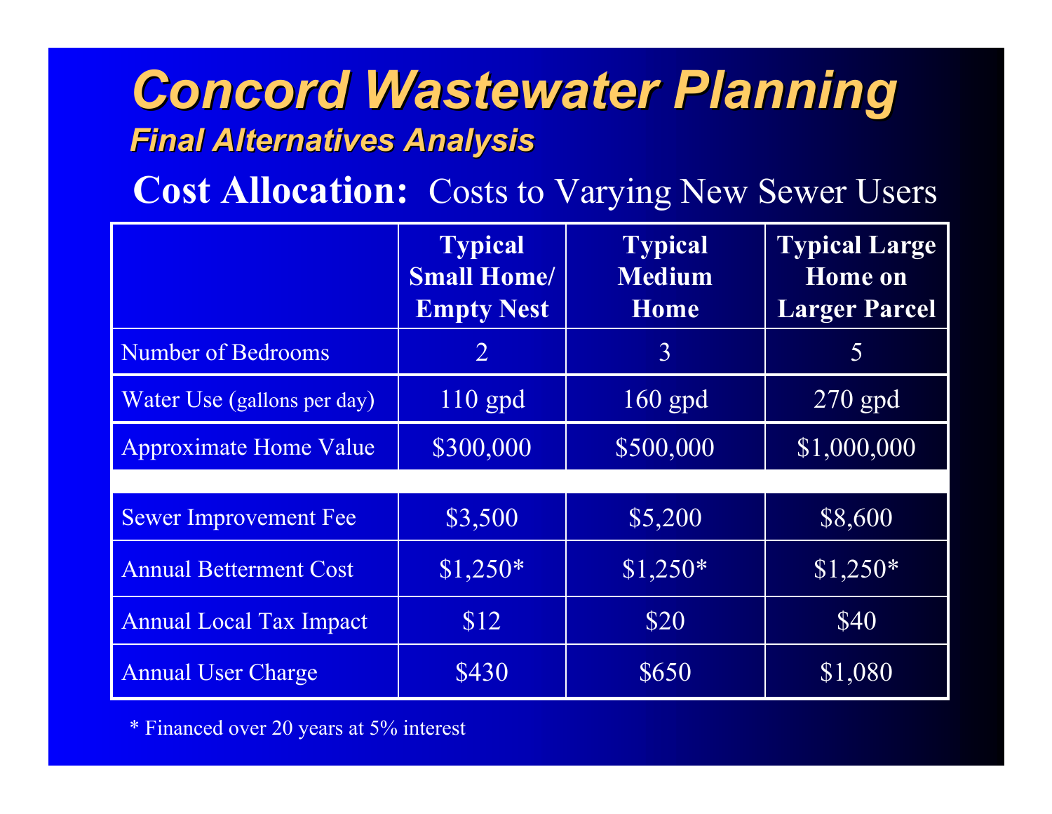# Concord Wastewater Planning

## Final Alternatives Analysis

**Cost Allocation:** Costs to Varying New Sewer Users

| | Typical Small Home/ Empty Nest | Typical Medium Home | Typical Large Home on Larger Parcel |
|---|---|---|---|
| Number of Bedrooms | 2 | 3 | 5 |
| Water Use (gallons per day) | 110 gpd | 160 gpd | 270 gpd |
| Approximate Home Value | $300,000 | $500,000 | $1,000,000 |
| | | | |
| Sewer Improvement Fee | $3,500 | $5,200 | $8,600 |
| Annual Betterment Cost | $1,250* | $1,250* | $1,250* |
| Annual Local Tax Impact | $12 | $20 | $40 |
| Annual User Charge | $430 | $650 | $1,080 |

* Financed over 20 years at 5% interest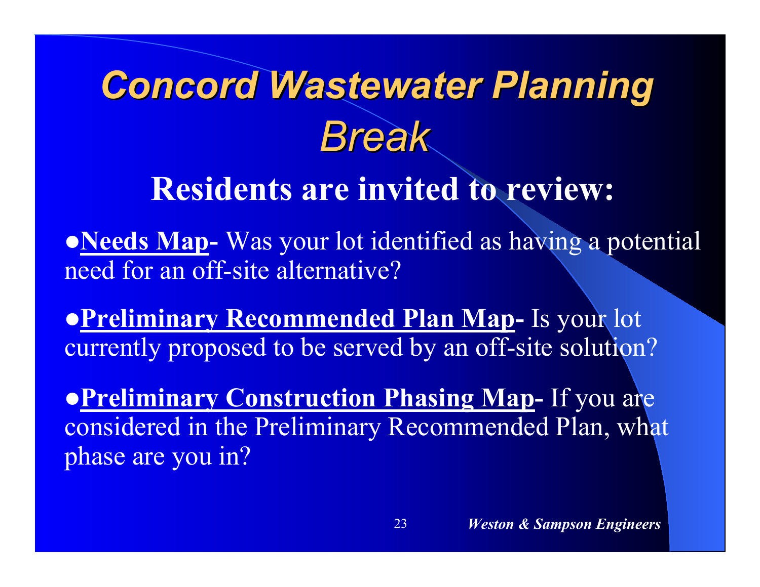# *Concord Wastewater Planning*
## *Break*

**Residents are invited to review:**

- **Needs Map-** Was your lot identified as having a potential need for an off-site alternative?

- **Preliminary Recommended Plan Map-** Is your lot currently proposed to be served by an off-site solution?

- **Preliminary Construction Phasing Map-** If you are considered in the Preliminary Recommended Plan, what phase are you in?

***Weston & Sampson Engineers***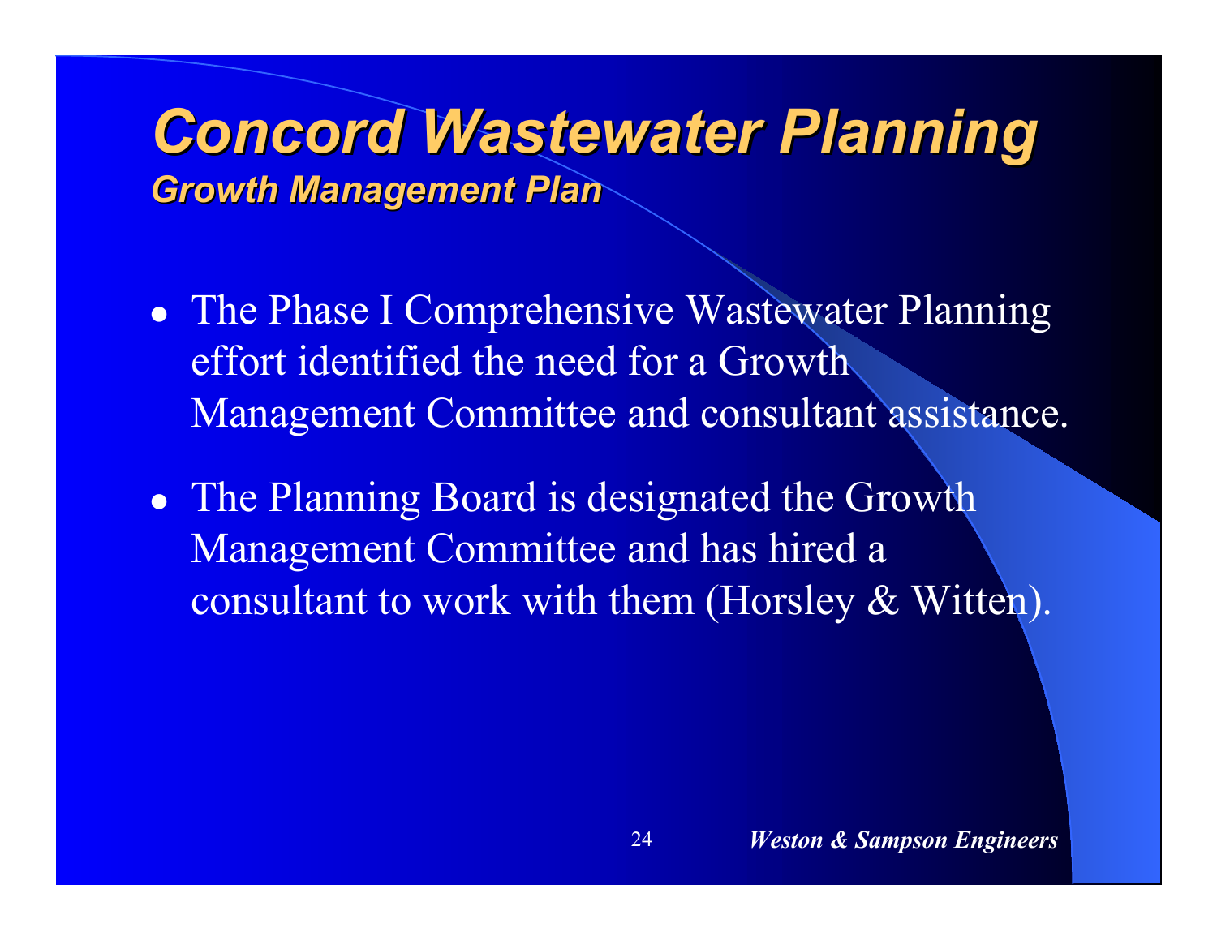# Concord Wastewater Planning

## Growth Management Plan

- The Phase I Comprehensive Wastewater Planning effort identified the need for a Growth Management Committee and consultant assistance.
- The Planning Board is designated the Growth Management Committee and has hired a consultant to work with them (Horsley & Witten).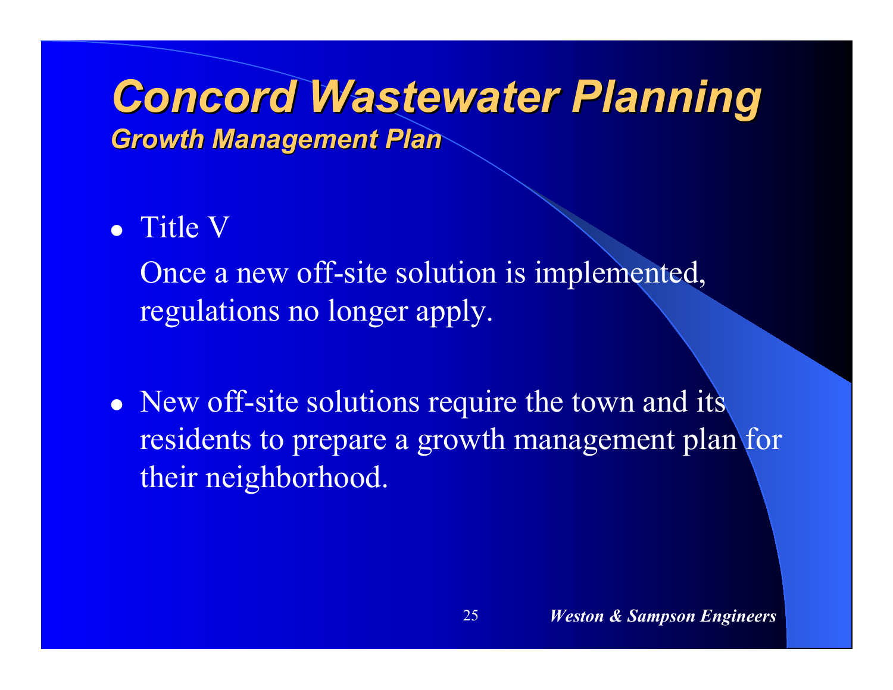# Concord Wastewater Planning

## *Growth Management Plan*

- Title V

  Once a new off-site solution is implemented, regulations no longer apply.

- New off-site solutions require the town and its residents to prepare a growth management plan for their neighborhood.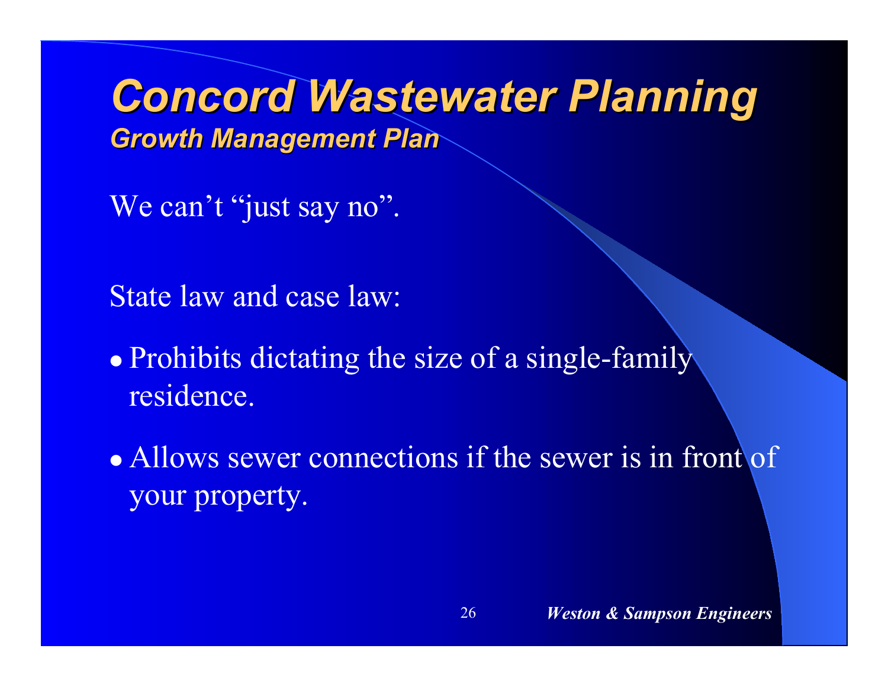# *Concord Wastewater Planning*

## *Growth Management Plan*

We can't "just say no".

State law and case law:

- Prohibits dictating the size of a single-family residence.
- Allows sewer connections if the sewer is in front of your property.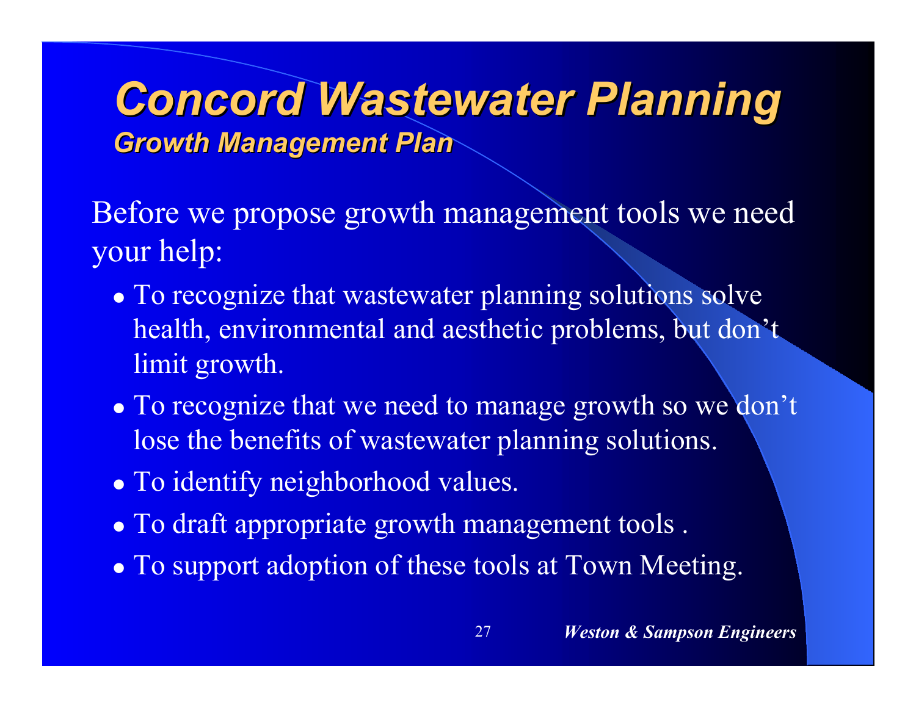# Concord Wastewater Planning

## Growth Management Plan

Before we propose growth management tools we need your help:

- To recognize that wastewater planning solutions solve health, environmental and aesthetic problems, but don't limit growth.
- To recognize that we need to manage growth so we don't lose the benefits of wastewater planning solutions.
- To identify neighborhood values.
- To draft appropriate growth management tools .
- To support adoption of these tools at Town Meeting.

***Weston & Sampson Engineers***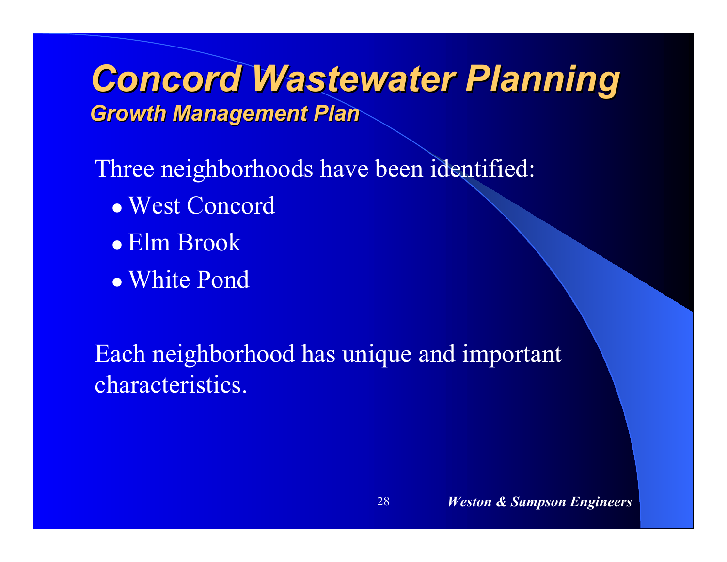# Concord Wastewater Planning

## Growth Management Plan

Three neighborhoods have been identified:

- West Concord
- Elm Brook
- White Pond

Each neighborhood has unique and important characteristics.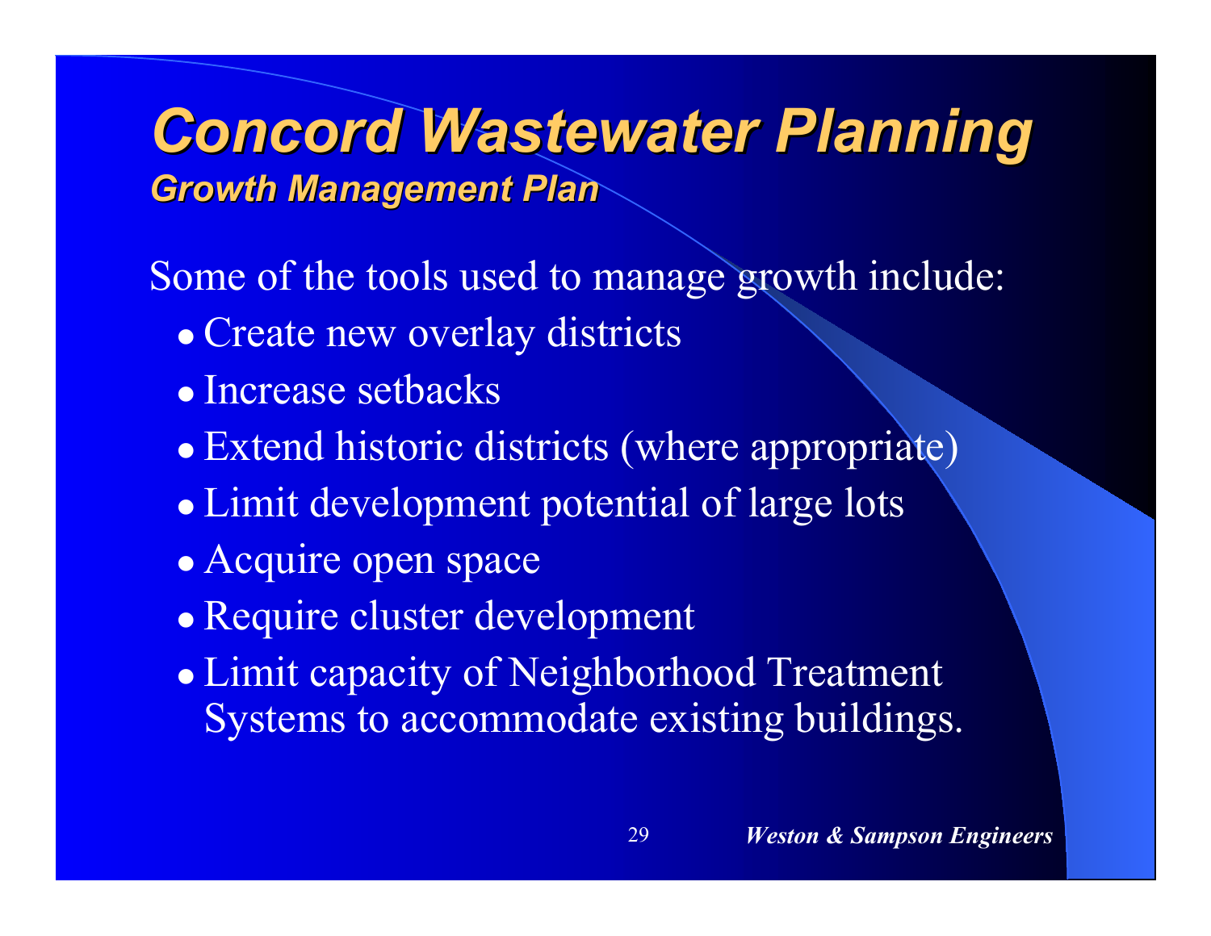# Concord Wastewater Planning

## Growth Management Plan

Some of the tools used to manage growth include:

- Create new overlay districts
- Increase setbacks
- Extend historic districts (where appropriate)
- Limit development potential of large lots
- Acquire open space
- Require cluster development
- Limit capacity of Neighborhood Treatment Systems to accommodate existing buildings.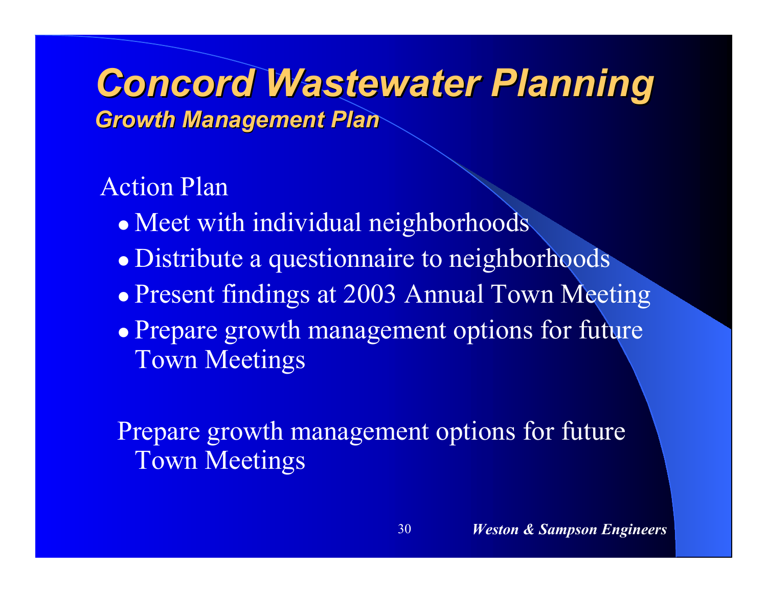# Concord Wastewater Planning

## Growth Management Plan

Action Plan

- Meet with individual neighborhoods
- Distribute a questionnaire to neighborhoods
- Present findings at 2003 Annual Town Meeting
- Prepare growth management options for future Town Meetings

Prepare growth management options for future Town Meetings

*Weston & Sampson Engineers*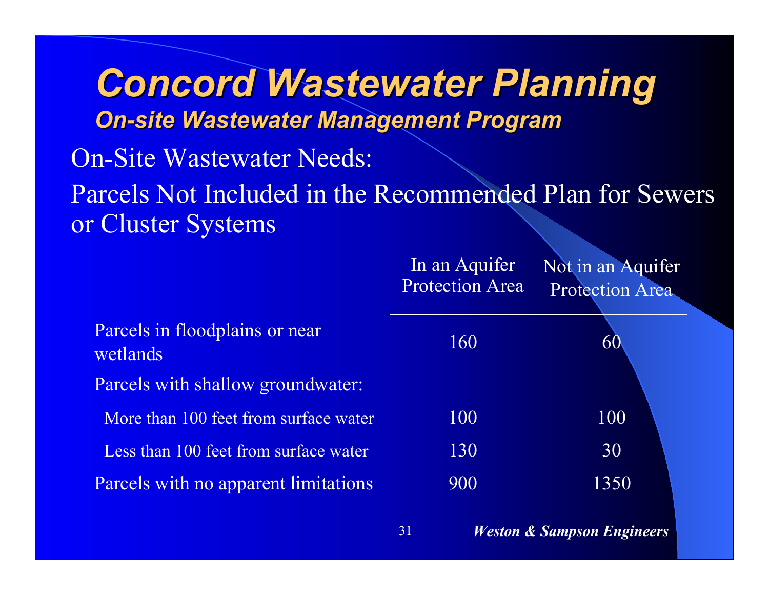# Concord Wastewater Planning

## On-site Wastewater Management Program

On-Site Wastewater Needs:

Parcels Not Included in the Recommended Plan for Sewers or Cluster Systems

| | In an Aquifer Protection Area | Not in an Aquifer Protection Area |
|---|---|---|
| Parcels in floodplains or near wetlands | 160 | 60 |
| Parcels with shallow groundwater: | | |
| More than 100 feet from surface water | 100 | 100 |
| Less than 100 feet from surface water | 130 | 30 |
| Parcels with no apparent limitations | 900 | 1350 |

***Weston & Sampson Engineers***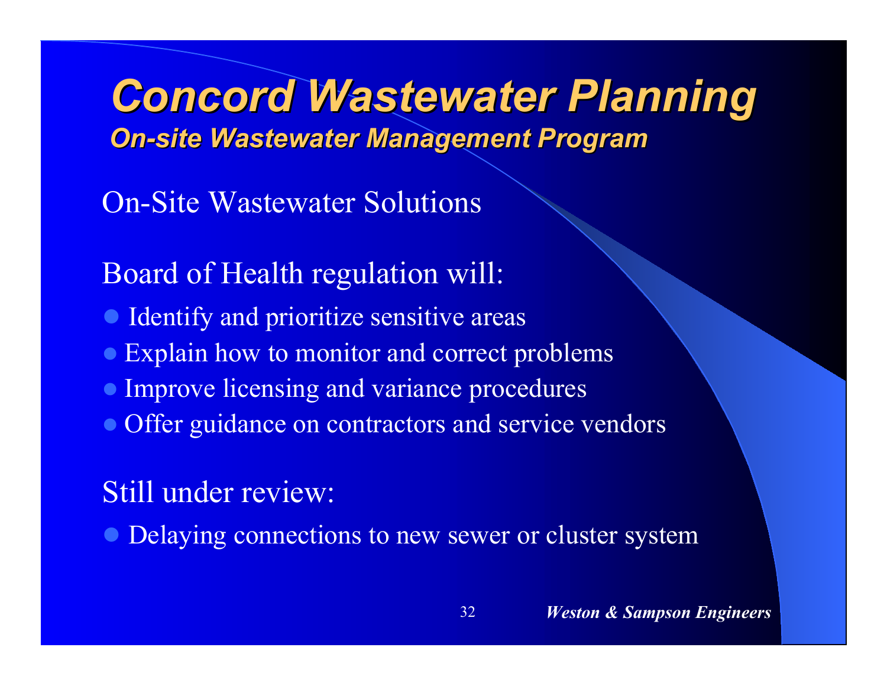# Concord Wastewater Planning

## On-site Wastewater Management Program

On-Site Wastewater Solutions

Board of Health regulation will:

- Identify and prioritize sensitive areas
- Explain how to monitor and correct problems
- Improve licensing and variance procedures
- Offer guidance on contractors and service vendors

Still under review:

- Delaying connections to new sewer or cluster system

***Weston & Sampson Engineers***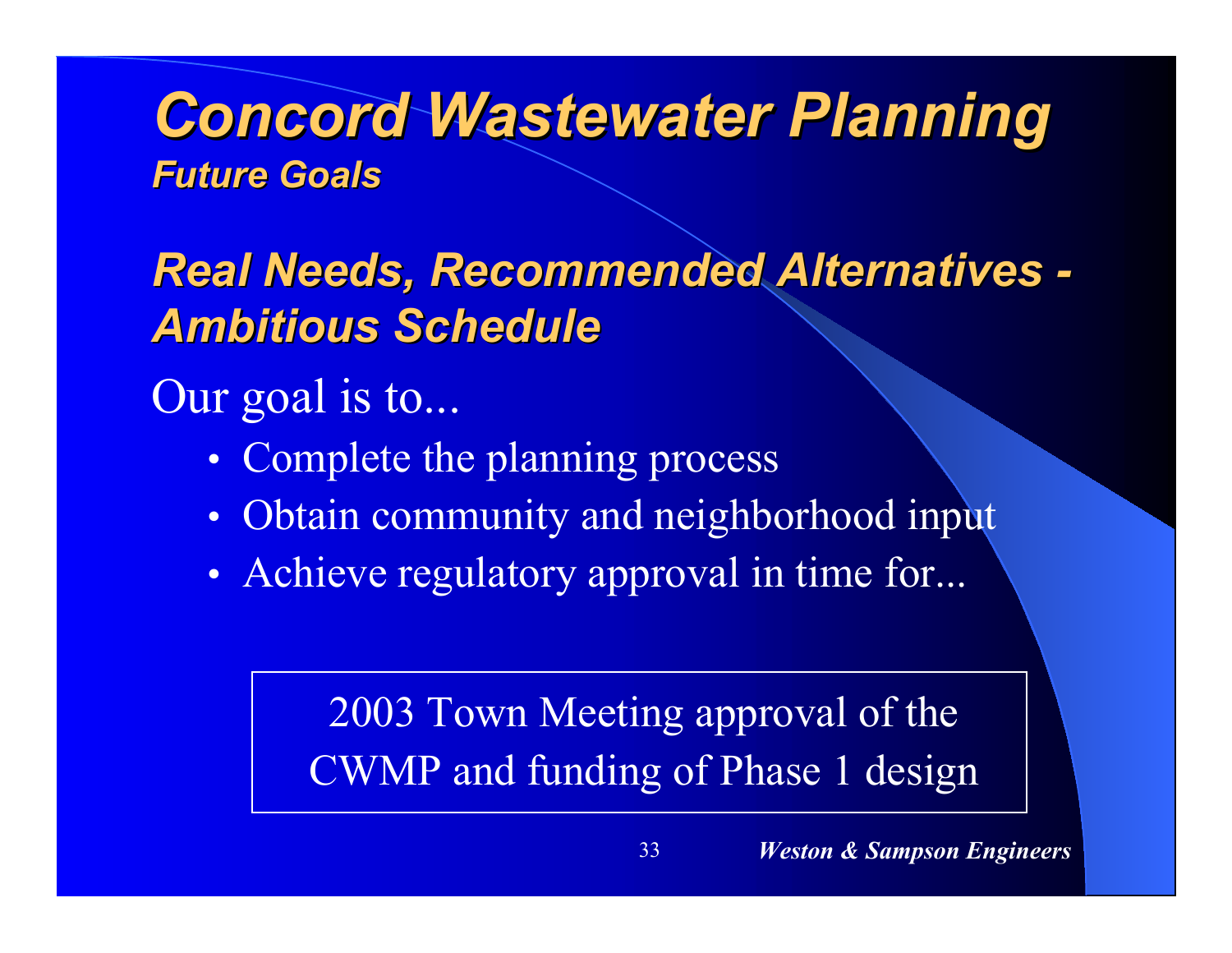# *Concord Wastewater Planning*

### *Future Goals*

## *Real Needs, Recommended Alternatives - Ambitious Schedule*

Our goal is to...

- Complete the planning process
- Obtain community and neighborhood input
- Achieve regulatory approval in time for...

> 2003 Town Meeting approval of the CWMP and funding of Phase 1 design

***Weston & Sampson Engineers***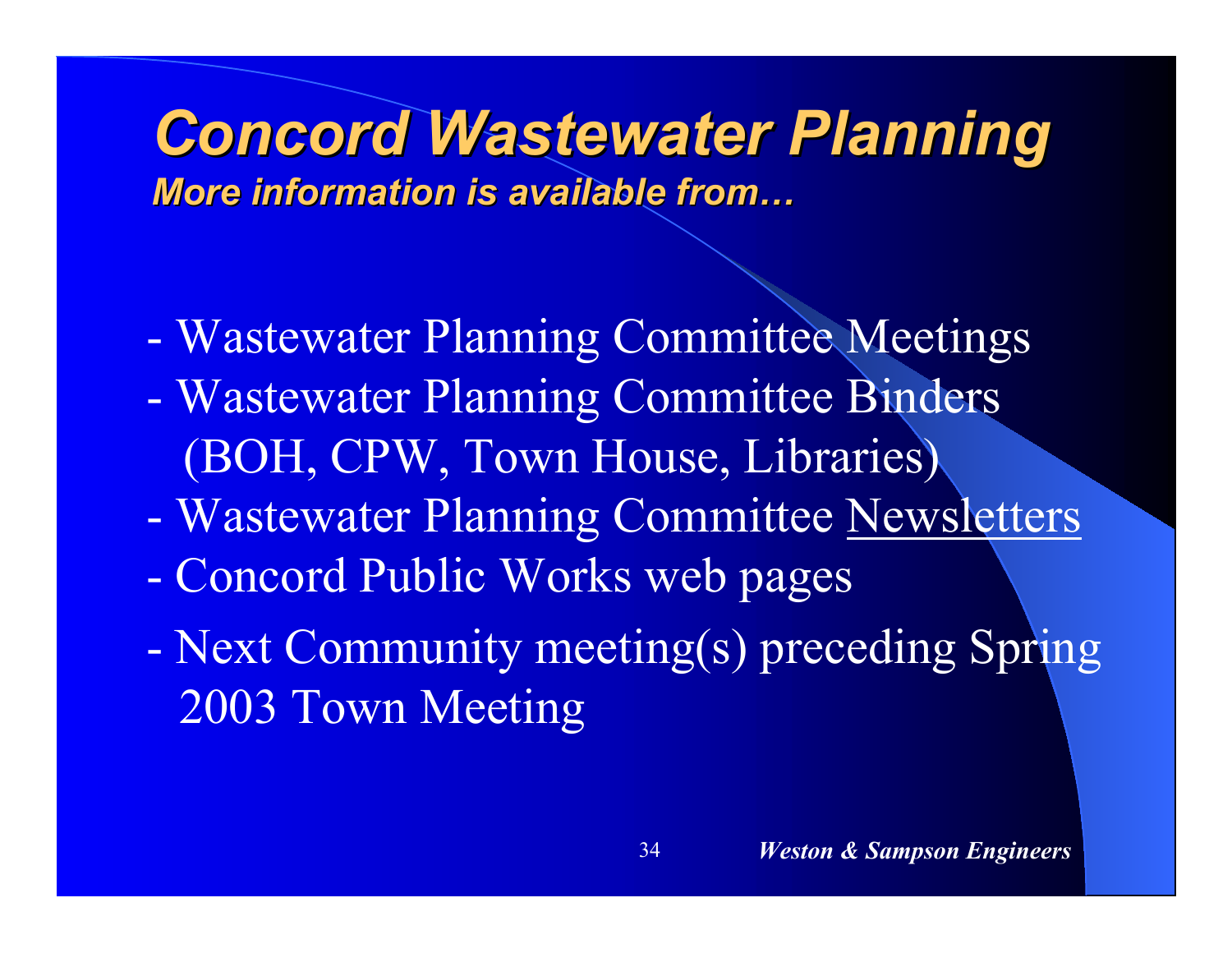# *Concord Wastewater Planning*

***More information is available from…***

- Wastewater Planning Committee Meetings
- Wastewater Planning Committee Binders (BOH, CPW, Town House, Libraries)
- Wastewater Planning Committee Newsletters
- Concord Public Works web pages
- Next Community meeting(s) preceding Spring 2003 Town Meeting

***Weston & Sampson Engineers***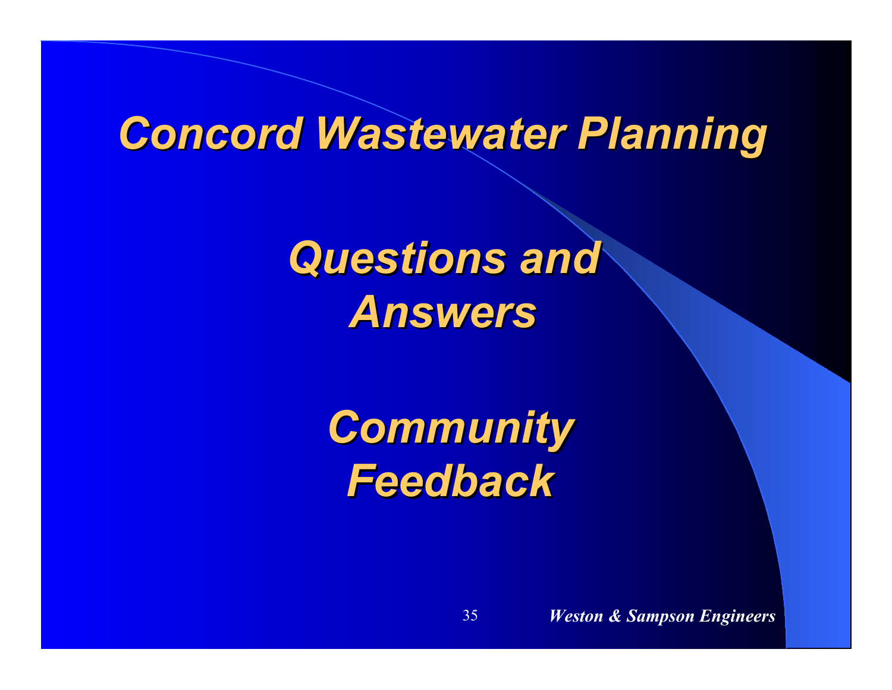# *Concord Wastewater Planning*

## *Questions and Answers*

## *Community Feedback*